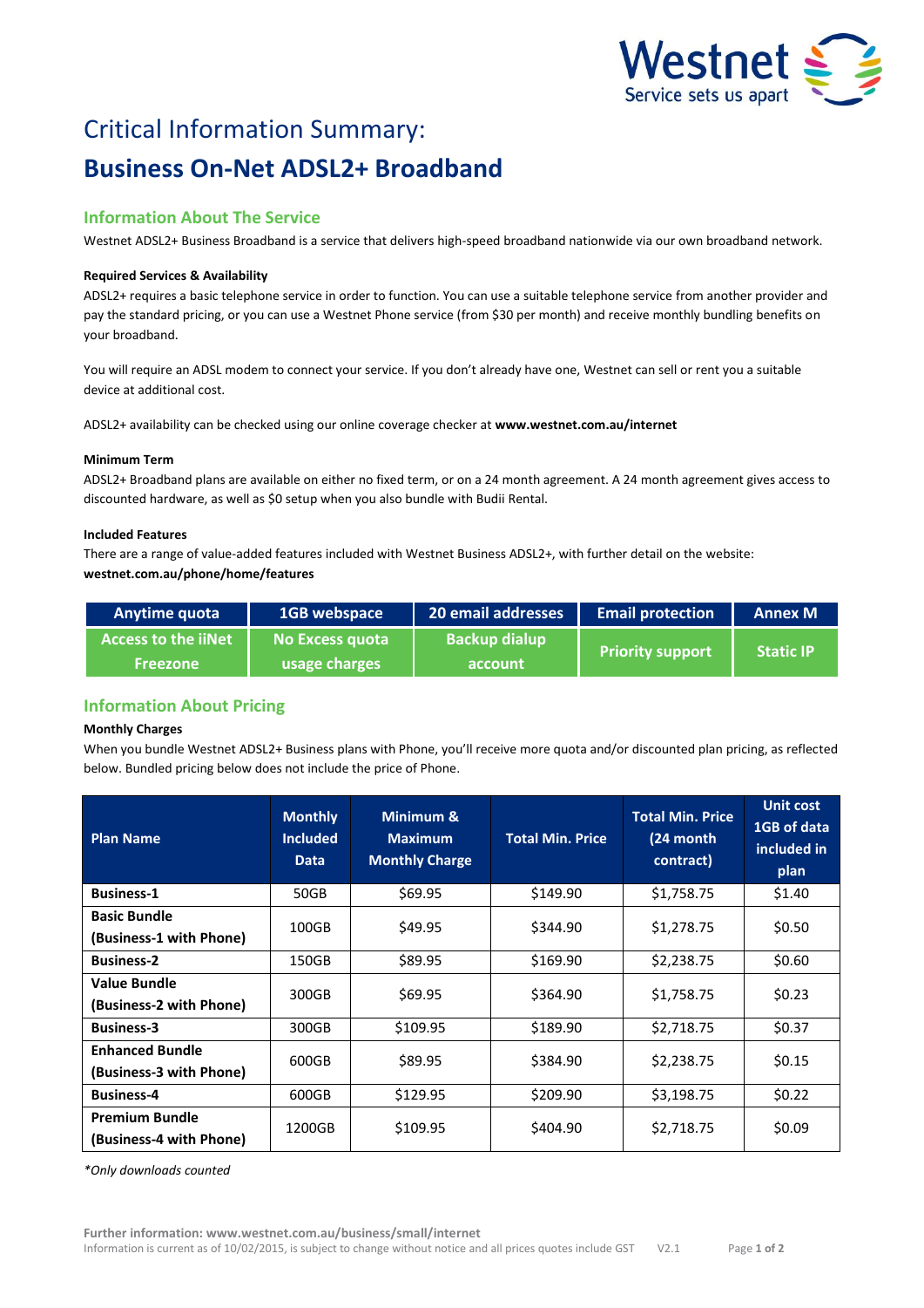# Critical Information Summary:

# Business On-Net ADSL2+ Broadband

## Information About The Service

Westnet ADSL2+ Business Broadband is a service that delivers high-speed broadband nationwide via our own broadband network.

### Required Services & Availability

ADSL2+ requires a basic telephone service in order to function. You can use a suitable telephone service from another provider and pay the standard pricing, or you can use a Westnet Phone service (from $30 per month) and receive monthly bundling benefits on your broadband.

You will require an ADSL modem to connect your service. If you don't already have one, Westnet can sell or rent you a suitable device at additional cost.

ADSL2+ availability can be checked using our online coverage checker at **www.westnet.com.au/internet**

### Minimum Term

ADSL2+ Broadband plans are available on either no fixed term, or on a 24 month agreement. A 24 month agreement gives access to discounted hardware, as well as $0 setup when you also bundle with Budii Rental.

### Included Features

There are a range of value-added features included with Westnet Business ADSL2+, with further detail on the website: **westnet.com.au/phone/home/features**

| Anytime quota | 1GB webspace | 20 email addresses | Email protection | Annex M |
|---|---|---|---|---|
| Access to the iiNet Freezone | No Excess quota usage charges | Backup dialup account | Priority support | Static IP |

## Information About Pricing

### Monthly Charges

When you bundle Westnet ADSL2+ Business plans with Phone, you'll receive more quota and/or discounted plan pricing, as reflected below. Bundled pricing below does not include the price of Phone.

| Plan Name | Monthly Included Data | Minimum & Maximum Monthly Charge | Total Min. Price | Total Min. Price (24 month contract) | Unit cost 1GB of data included in plan |
|---|---|---|---|---|---|
| **Business-1** | 50GB | $69.95 | $149.90 | $1,758.75 | $1.40 |
| **Basic Bundle (Business-1 with Phone)** | 100GB | $49.95 | $344.90 | $1,278.75 | $0.50 |
| **Business-2** | 150GB | $89.95 | $169.90 | $2,238.75 | $0.60 |
| **Value Bundle (Business-2 with Phone)** | 300GB | $69.95 | $364.90 | $1,758.75 | $0.23 |
| **Business-3** | 300GB | $109.95 | $189.90 | $2,718.75 | $0.37 |
| **Enhanced Bundle (Business-3 with Phone)** | 600GB | $89.95 | $384.90 | $2,238.75 | $0.15 |
| **Business-4** | 600GB | $129.95 | $209.90 | $3,198.75 | $0.22 |
| **Premium Bundle (Business-4 with Phone)** | 1200GB | $109.95 | $404.90 | $2,718.75 | $0.09 |

*\*Only downloads counted*

**Further information: www.westnet.com.au/business/small/internet**

Information is current as of 10/02/2015, is subject to change without notice and all prices quotes include GST V2.1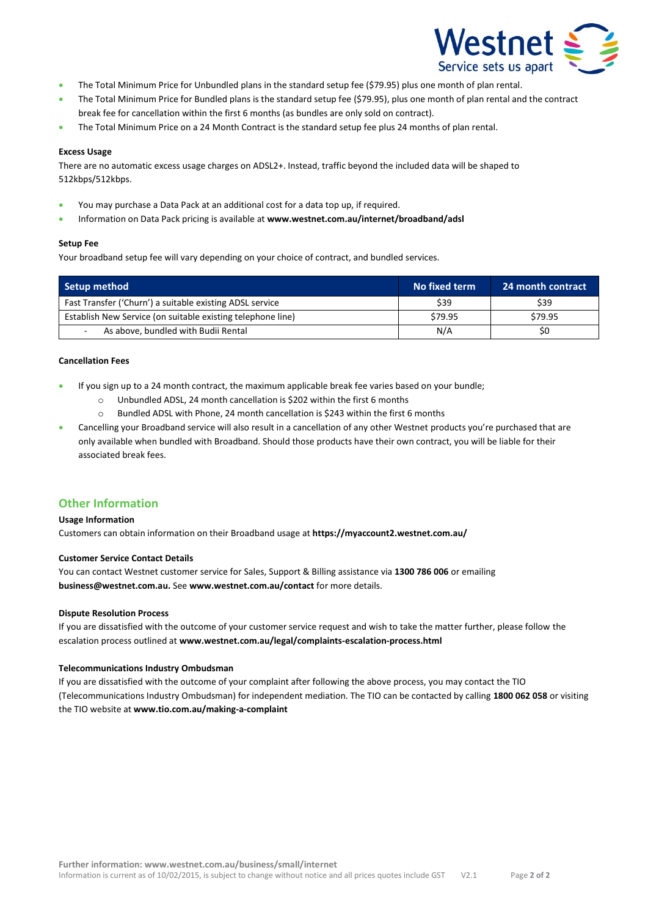- The Total Minimum Price for Unbundled plans in the standard setup fee ($79.95) plus one month of plan rental.
- The Total Minimum Price for Bundled plans is the standard setup fee ($79.95), plus one month of plan rental and the contract break fee for cancellation within the first 6 months (as bundles are only sold on contract).
- The Total Minimum Price on a 24 Month Contract is the standard setup fee plus 24 months of plan rental.

**Excess Usage**

There are no automatic excess usage charges on ADSL2+. Instead, traffic beyond the included data will be shaped to 512kbps/512kbps.

- You may purchase a Data Pack at an additional cost for a data top up, if required.
- Information on Data Pack pricing is available at **www.westnet.com.au/internet/broadband/adsl**

**Setup Fee**

Your broadband setup fee will vary depending on your choice of contract, and bundled services.

| Setup method | No fixed term | 24 month contract |
|---|---|---|
| Fast Transfer ('Churn') a suitable existing ADSL service | $39 | $39 |
| Establish New Service (on suitable existing telephone line) | $79.95 | $79.95 |
| - As above, bundled with Budii Rental | N/A | $0 |

**Cancellation Fees**

- If you sign up to a 24 month contract, the maximum applicable break fee varies based on your bundle;
  - Unbundled ADSL, 24 month cancellation is $202 within the first 6 months
  - Bundled ADSL with Phone, 24 month cancellation is $243 within the first 6 months
- Cancelling your Broadband service will also result in a cancellation of any other Westnet products you're purchased that are only available when bundled with Broadband. Should those products have their own contract, you will be liable for their associated break fees.

## Other Information

**Usage Information**

Customers can obtain information on their Broadband usage at **https://myaccount2.westnet.com.au/**

**Customer Service Contact Details**

You can contact Westnet customer service for Sales, Support & Billing assistance via **1300 786 006** or emailing **business@westnet.com.au.** See **www.westnet.com.au/contact** for more details.

**Dispute Resolution Process**

If you are dissatisfied with the outcome of your customer service request and wish to take the matter further, please follow the escalation process outlined at **www.westnet.com.au/legal/complaints-escalation-process.html**

**Telecommunications Industry Ombudsman**

If you are dissatisfied with the outcome of your complaint after following the above process, you may contact the TIO (Telecommunications Industry Ombudsman) for independent mediation. The TIO can be contacted by calling **1800 062 058** or visiting the TIO website at **www.tio.com.au/making-a-complaint**